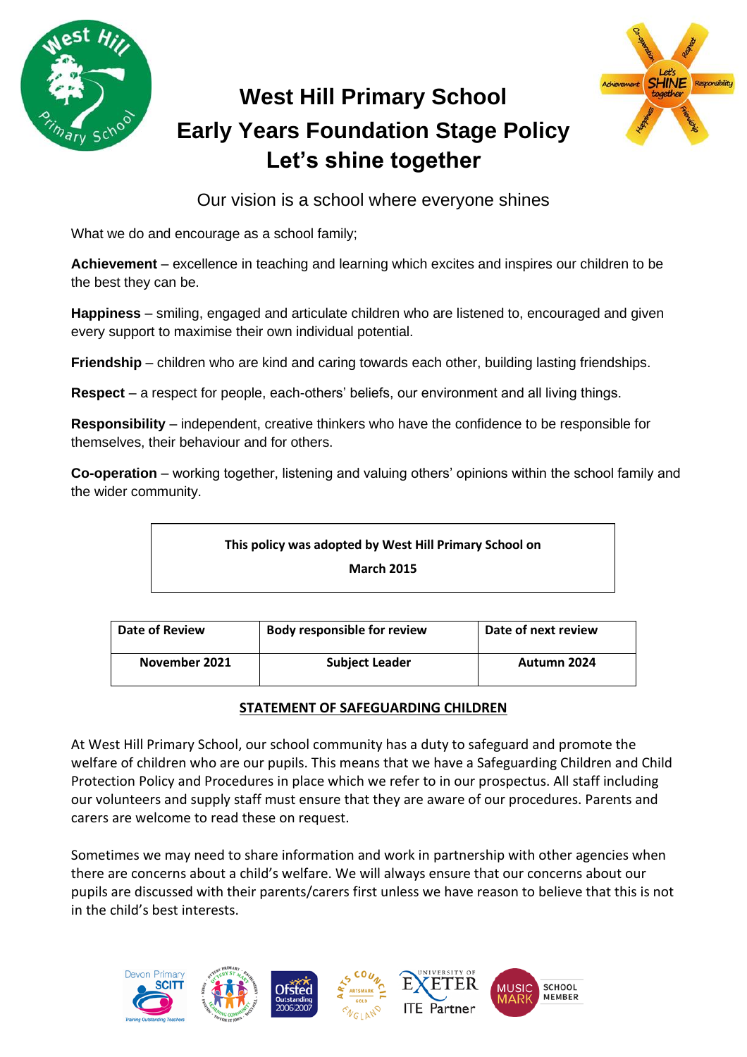# West Hill Primary School
# Early Years Foundation Stage Policy
# Let's shine together

Our vision is a school where everyone shines

What we do and encourage as a school family;

**Achievement** – excellence in teaching and learning which excites and inspires our children to be the best they can be.

**Happiness** – smiling, engaged and articulate children who are listened to, encouraged and given every support to maximise their own individual potential.

**Friendship** – children who are kind and caring towards each other, building lasting friendships.

**Respect** – a respect for people, each-others' beliefs, our environment and all living things.

**Responsibility** – independent, creative thinkers who have the confidence to be responsible for themselves, their behaviour and for others.

**Co-operation** – working together, listening and valuing others' opinions within the school family and the wider community.

**This policy was adopted by West Hill Primary School on**

**March 2015**

| Date of Review | Body responsible for review | Date of next review |
|---|---|---|
| November 2021 | Subject Leader | Autumn 2024 |

## STATEMENT OF SAFEGUARDING CHILDREN

At West Hill Primary School, our school community has a duty to safeguard and promote the welfare of children who are our pupils. This means that we have a Safeguarding Children and Child Protection Policy and Procedures in place which we refer to in our prospectus. All staff including our volunteers and supply staff must ensure that they are aware of our procedures. Parents and carers are welcome to read these on request.

Sometimes we may need to share information and work in partnership with other agencies when there are concerns about a child's welfare. We will always ensure that our concerns about our pupils are discussed with their parents/carers first unless we have reason to believe that this is not in the child's best interests.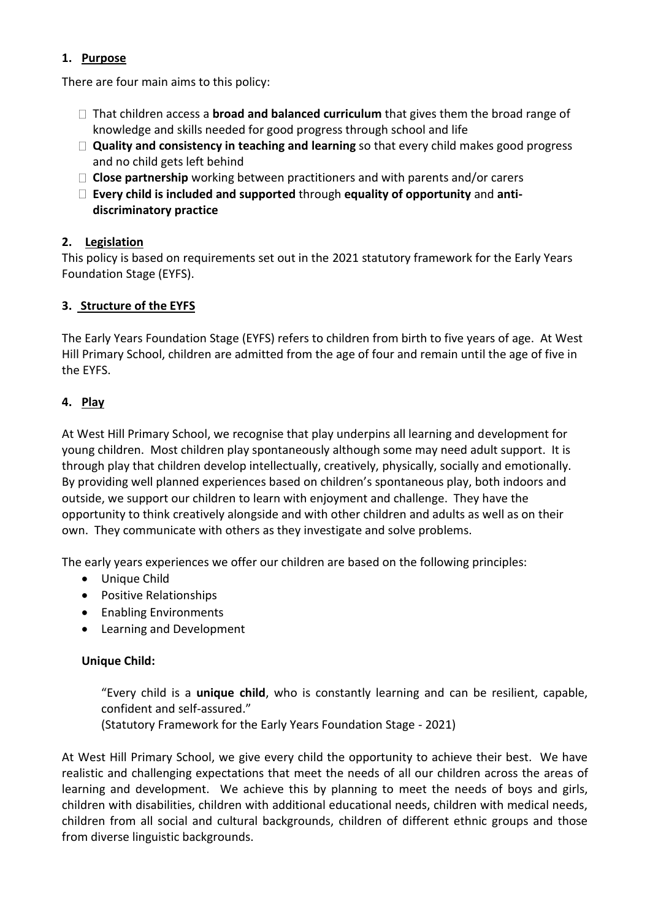## 1. Purpose

There are four main aims to this policy:

- That children access a **broad and balanced curriculum** that gives them the broad range of knowledge and skills needed for good progress through school and life
- **Quality and consistency in teaching and learning** so that every child makes good progress and no child gets left behind
- **Close partnership** working between practitioners and with parents and/or carers
- **Every child is included and supported** through **equality of opportunity** and **anti-discriminatory practice**

## 2. Legislation

This policy is based on requirements set out in the 2021 statutory framework for the Early Years Foundation Stage (EYFS).

## 3. Structure of the EYFS

The Early Years Foundation Stage (EYFS) refers to children from birth to five years of age. At West Hill Primary School, children are admitted from the age of four and remain until the age of five in the EYFS.

## 4. Play

At West Hill Primary School, we recognise that play underpins all learning and development for young children. Most children play spontaneously although some may need adult support. It is through play that children develop intellectually, creatively, physically, socially and emotionally. By providing well planned experiences based on children's spontaneous play, both indoors and outside, we support our children to learn with enjoyment and challenge. They have the opportunity to think creatively alongside and with other children and adults as well as on their own. They communicate with others as they investigate and solve problems.

The early years experiences we offer our children are based on the following principles:

- Unique Child
- Positive Relationships
- Enabling Environments
- Learning and Development

### Unique Child:

> "Every child is a **unique child**, who is constantly learning and can be resilient, capable, confident and self-assured."
> (Statutory Framework for the Early Years Foundation Stage - 2021)

At West Hill Primary School, we give every child the opportunity to achieve their best. We have realistic and challenging expectations that meet the needs of all our children across the areas of learning and development. We achieve this by planning to meet the needs of boys and girls, children with disabilities, children with additional educational needs, children with medical needs, children from all social and cultural backgrounds, children of different ethnic groups and those from diverse linguistic backgrounds.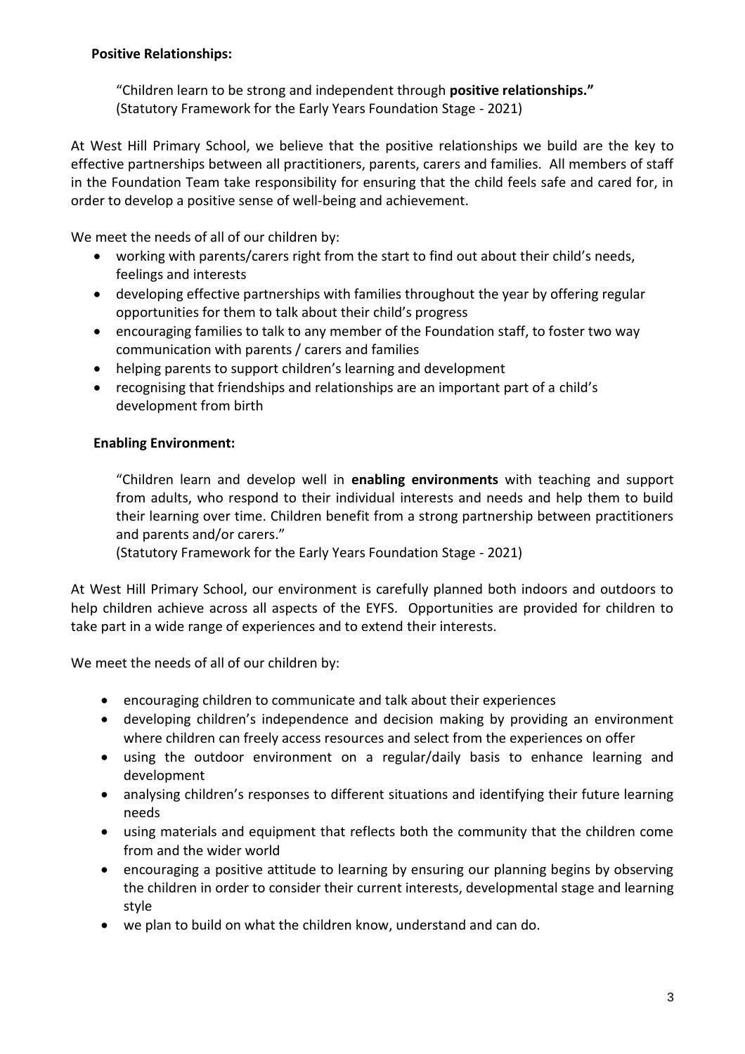**Positive Relationships:**

> "Children learn to be strong and independent through **positive relationships."**
> (Statutory Framework for the Early Years Foundation Stage - 2021)

At West Hill Primary School, we believe that the positive relationships we build are the key to effective partnerships between all practitioners, parents, carers and families. All members of staff in the Foundation Team take responsibility for ensuring that the child feels safe and cared for, in order to develop a positive sense of well-being and achievement.

We meet the needs of all of our children by:

- working with parents/carers right from the start to find out about their child's needs, feelings and interests
- developing effective partnerships with families throughout the year by offering regular opportunities for them to talk about their child's progress
- encouraging families to talk to any member of the Foundation staff, to foster two way communication with parents / carers and families
- helping parents to support children's learning and development
- recognising that friendships and relationships are an important part of a child's development from birth

**Enabling Environment:**

> "Children learn and develop well in **enabling environments** with teaching and support from adults, who respond to their individual interests and needs and help them to build their learning over time. Children benefit from a strong partnership between practitioners and parents and/or carers."
> (Statutory Framework for the Early Years Foundation Stage - 2021)

At West Hill Primary School, our environment is carefully planned both indoors and outdoors to help children achieve across all aspects of the EYFS. Opportunities are provided for children to take part in a wide range of experiences and to extend their interests.

We meet the needs of all of our children by:

- encouraging children to communicate and talk about their experiences
- developing children's independence and decision making by providing an environment where children can freely access resources and select from the experiences on offer
- using the outdoor environment on a regular/daily basis to enhance learning and development
- analysing children's responses to different situations and identifying their future learning needs
- using materials and equipment that reflects both the community that the children come from and the wider world
- encouraging a positive attitude to learning by ensuring our planning begins by observing the children in order to consider their current interests, developmental stage and learning style
- we plan to build on what the children know, understand and can do.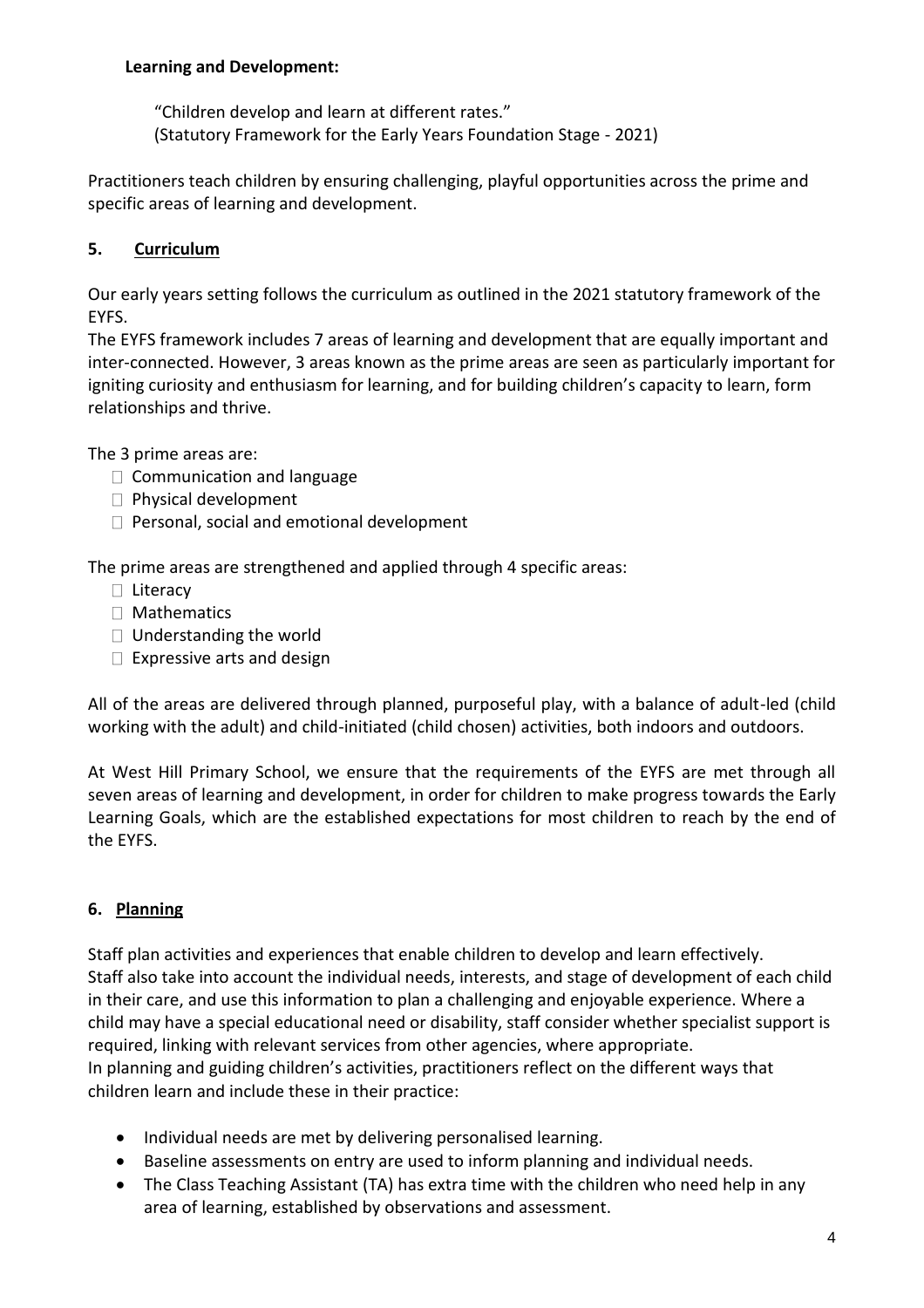**Learning and Development:**

> "Children develop and learn at different rates."
> (Statutory Framework for the Early Years Foundation Stage - 2021)

Practitioners teach children by ensuring challenging, playful opportunities across the prime and specific areas of learning and development.

## 5. Curriculum

Our early years setting follows the curriculum as outlined in the 2021 statutory framework of the EYFS.

The EYFS framework includes 7 areas of learning and development that are equally important and inter-connected. However, 3 areas known as the prime areas are seen as particularly important for igniting curiosity and enthusiasm for learning, and for building children's capacity to learn, form relationships and thrive.

The 3 prime areas are:

- Communication and language
- Physical development
- Personal, social and emotional development

The prime areas are strengthened and applied through 4 specific areas:

- Literacy
- Mathematics
- Understanding the world
- Expressive arts and design

All of the areas are delivered through planned, purposeful play, with a balance of adult-led (child working with the adult) and child-initiated (child chosen) activities, both indoors and outdoors.

At West Hill Primary School, we ensure that the requirements of the EYFS are met through all seven areas of learning and development, in order for children to make progress towards the Early Learning Goals, which are the established expectations for most children to reach by the end of the EYFS.

## 6. Planning

Staff plan activities and experiences that enable children to develop and learn effectively.
Staff also take into account the individual needs, interests, and stage of development of each child in their care, and use this information to plan a challenging and enjoyable experience. Where a child may have a special educational need or disability, staff consider whether specialist support is required, linking with relevant services from other agencies, where appropriate.
In planning and guiding children's activities, practitioners reflect on the different ways that children learn and include these in their practice:

- Individual needs are met by delivering personalised learning.
- Baseline assessments on entry are used to inform planning and individual needs.
- The Class Teaching Assistant (TA) has extra time with the children who need help in any area of learning, established by observations and assessment.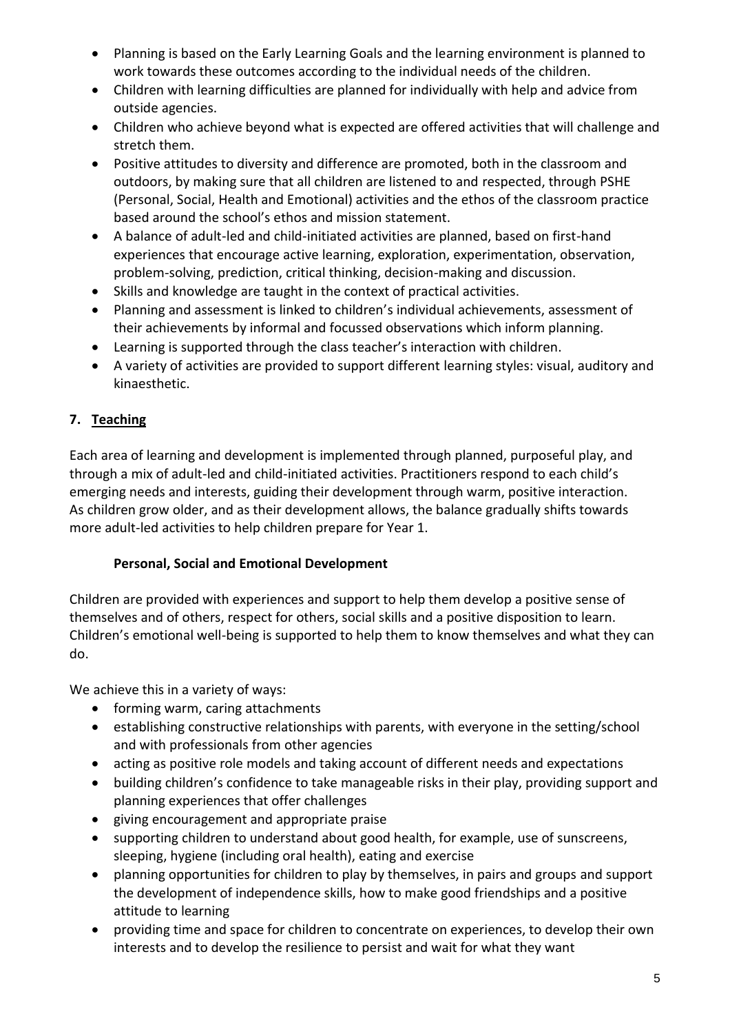- Planning is based on the Early Learning Goals and the learning environment is planned to work towards these outcomes according to the individual needs of the children.
- Children with learning difficulties are planned for individually with help and advice from outside agencies.
- Children who achieve beyond what is expected are offered activities that will challenge and stretch them.
- Positive attitudes to diversity and difference are promoted, both in the classroom and outdoors, by making sure that all children are listened to and respected, through PSHE (Personal, Social, Health and Emotional) activities and the ethos of the classroom practice based around the school's ethos and mission statement.
- A balance of adult-led and child-initiated activities are planned, based on first-hand experiences that encourage active learning, exploration, experimentation, observation, problem-solving, prediction, critical thinking, decision-making and discussion.
- Skills and knowledge are taught in the context of practical activities.
- Planning and assessment is linked to children's individual achievements, assessment of their achievements by informal and focussed observations which inform planning.
- Learning is supported through the class teacher's interaction with children.
- A variety of activities are provided to support different learning styles: visual, auditory and kinaesthetic.

## 7. Teaching

Each area of learning and development is implemented through planned, purposeful play, and through a mix of adult-led and child-initiated activities. Practitioners respond to each child's emerging needs and interests, guiding their development through warm, positive interaction. As children grow older, and as their development allows, the balance gradually shifts towards more adult-led activities to help children prepare for Year 1.

### Personal, Social and Emotional Development

Children are provided with experiences and support to help them develop a positive sense of themselves and of others, respect for others, social skills and a positive disposition to learn. Children's emotional well-being is supported to help them to know themselves and what they can do.

We achieve this in a variety of ways:

- forming warm, caring attachments
- establishing constructive relationships with parents, with everyone in the setting/school and with professionals from other agencies
- acting as positive role models and taking account of different needs and expectations
- building children's confidence to take manageable risks in their play, providing support and planning experiences that offer challenges
- giving encouragement and appropriate praise
- supporting children to understand about good health, for example, use of sunscreens, sleeping, hygiene (including oral health), eating and exercise
- planning opportunities for children to play by themselves, in pairs and groups and support the development of independence skills, how to make good friendships and a positive attitude to learning
- providing time and space for children to concentrate on experiences, to develop their own interests and to develop the resilience to persist and wait for what they want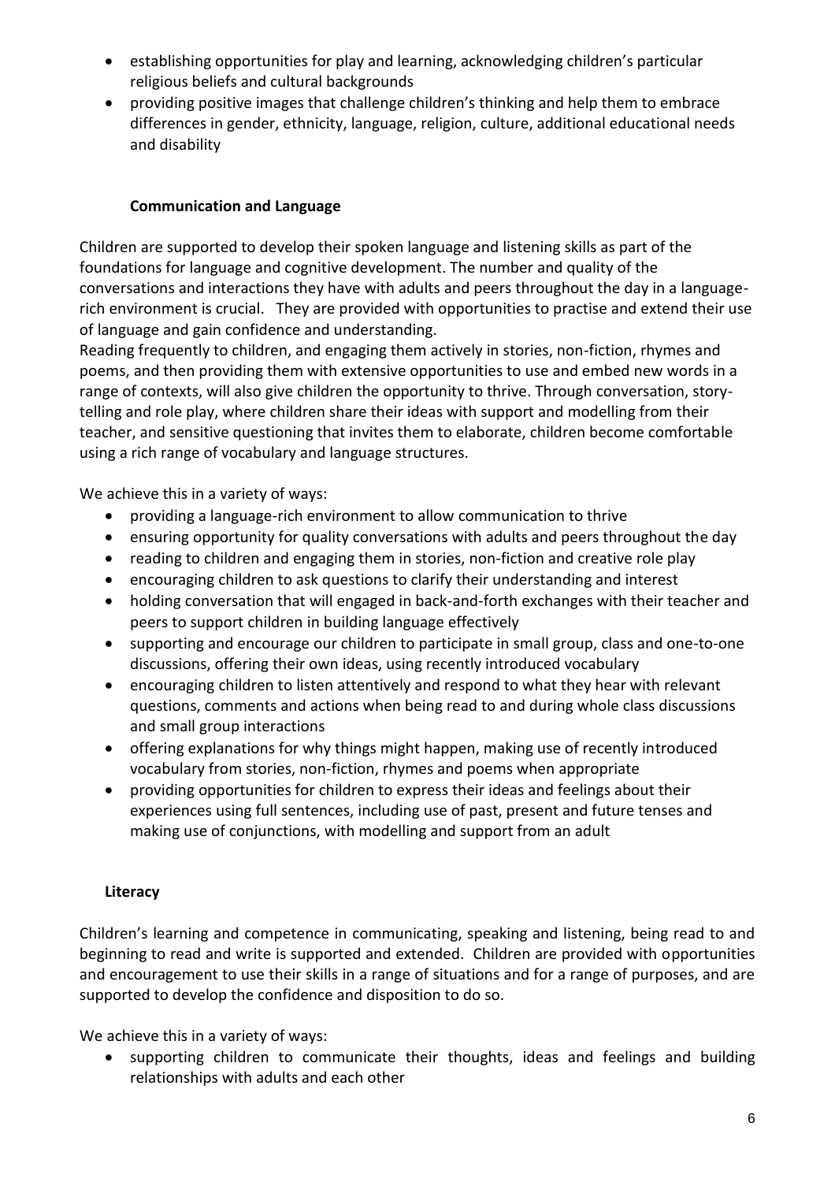- establishing opportunities for play and learning, acknowledging children's particular religious beliefs and cultural backgrounds
- providing positive images that challenge children's thinking and help them to embrace differences in gender, ethnicity, language, religion, culture, additional educational needs and disability

**Communication and Language**

Children are supported to develop their spoken language and listening skills as part of the foundations for language and cognitive development. The number and quality of the conversations and interactions they have with adults and peers throughout the day in a language-rich environment is crucial. They are provided with opportunities to practise and extend their use of language and gain confidence and understanding.
Reading frequently to children, and engaging them actively in stories, non-fiction, rhymes and poems, and then providing them with extensive opportunities to use and embed new words in a range of contexts, will also give children the opportunity to thrive. Through conversation, story-telling and role play, where children share their ideas with support and modelling from their teacher, and sensitive questioning that invites them to elaborate, children become comfortable using a rich range of vocabulary and language structures.

We achieve this in a variety of ways:

- providing a language-rich environment to allow communication to thrive
- ensuring opportunity for quality conversations with adults and peers throughout the day
- reading to children and engaging them in stories, non-fiction and creative role play
- encouraging children to ask questions to clarify their understanding and interest
- holding conversation that will engaged in back-and-forth exchanges with their teacher and peers to support children in building language effectively
- supporting and encourage our children to participate in small group, class and one-to-one discussions, offering their own ideas, using recently introduced vocabulary
- encouraging children to listen attentively and respond to what they hear with relevant questions, comments and actions when being read to and during whole class discussions and small group interactions
- offering explanations for why things might happen, making use of recently introduced vocabulary from stories, non-fiction, rhymes and poems when appropriate
- providing opportunities for children to express their ideas and feelings about their experiences using full sentences, including use of past, present and future tenses and making use of conjunctions, with modelling and support from an adult

**Literacy**

Children's learning and competence in communicating, speaking and listening, being read to and beginning to read and write is supported and extended. Children are provided with opportunities and encouragement to use their skills in a range of situations and for a range of purposes, and are supported to develop the confidence and disposition to do so.

We achieve this in a variety of ways:

- supporting children to communicate their thoughts, ideas and feelings and building relationships with adults and each other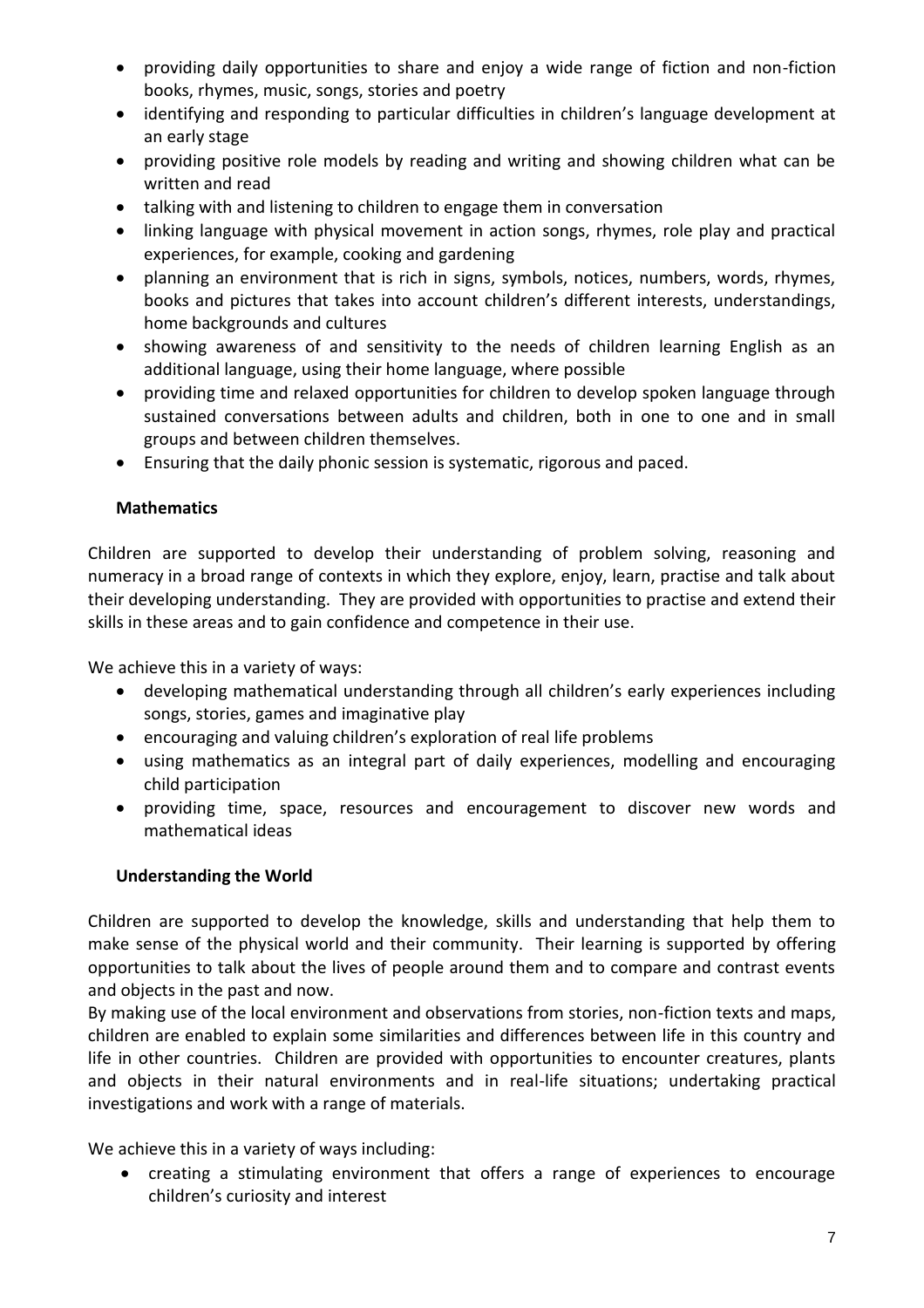- providing daily opportunities to share and enjoy a wide range of fiction and non-fiction books, rhymes, music, songs, stories and poetry
- identifying and responding to particular difficulties in children's language development at an early stage
- providing positive role models by reading and writing and showing children what can be written and read
- talking with and listening to children to engage them in conversation
- linking language with physical movement in action songs, rhymes, role play and practical experiences, for example, cooking and gardening
- planning an environment that is rich in signs, symbols, notices, numbers, words, rhymes, books and pictures that takes into account children's different interests, understandings, home backgrounds and cultures
- showing awareness of and sensitivity to the needs of children learning English as an additional language, using their home language, where possible
- providing time and relaxed opportunities for children to develop spoken language through sustained conversations between adults and children, both in one to one and in small groups and between children themselves.
- Ensuring that the daily phonic session is systematic, rigorous and paced.

### Mathematics

Children are supported to develop their understanding of problem solving, reasoning and numeracy in a broad range of contexts in which they explore, enjoy, learn, practise and talk about their developing understanding. They are provided with opportunities to practise and extend their skills in these areas and to gain confidence and competence in their use.

We achieve this in a variety of ways:

- developing mathematical understanding through all children's early experiences including songs, stories, games and imaginative play
- encouraging and valuing children's exploration of real life problems
- using mathematics as an integral part of daily experiences, modelling and encouraging child participation
- providing time, space, resources and encouragement to discover new words and mathematical ideas

### Understanding the World

Children are supported to develop the knowledge, skills and understanding that help them to make sense of the physical world and their community. Their learning is supported by offering opportunities to talk about the lives of people around them and to compare and contrast events and objects in the past and now.

By making use of the local environment and observations from stories, non-fiction texts and maps, children are enabled to explain some similarities and differences between life in this country and life in other countries. Children are provided with opportunities to encounter creatures, plants and objects in their natural environments and in real-life situations; undertaking practical investigations and work with a range of materials.

We achieve this in a variety of ways including:

- creating a stimulating environment that offers a range of experiences to encourage children's curiosity and interest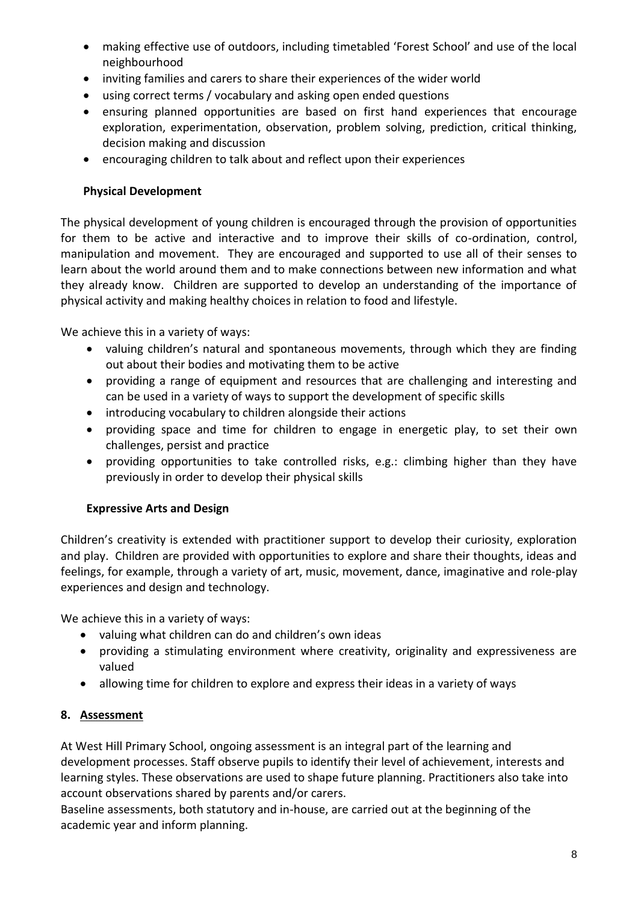- making effective use of outdoors, including timetabled 'Forest School' and use of the local neighbourhood
- inviting families and carers to share their experiences of the wider world
- using correct terms / vocabulary and asking open ended questions
- ensuring planned opportunities are based on first hand experiences that encourage exploration, experimentation, observation, problem solving, prediction, critical thinking, decision making and discussion
- encouraging children to talk about and reflect upon their experiences

### Physical Development

The physical development of young children is encouraged through the provision of opportunities for them to be active and interactive and to improve their skills of co-ordination, control, manipulation and movement. They are encouraged and supported to use all of their senses to learn about the world around them and to make connections between new information and what they already know. Children are supported to develop an understanding of the importance of physical activity and making healthy choices in relation to food and lifestyle.

We achieve this in a variety of ways:

- valuing children's natural and spontaneous movements, through which they are finding out about their bodies and motivating them to be active
- providing a range of equipment and resources that are challenging and interesting and can be used in a variety of ways to support the development of specific skills
- introducing vocabulary to children alongside their actions
- providing space and time for children to engage in energetic play, to set their own challenges, persist and practice
- providing opportunities to take controlled risks, e.g.: climbing higher than they have previously in order to develop their physical skills

### Expressive Arts and Design

Children's creativity is extended with practitioner support to develop their curiosity, exploration and play. Children are provided with opportunities to explore and share their thoughts, ideas and feelings, for example, through a variety of art, music, movement, dance, imaginative and role-play experiences and design and technology.

We achieve this in a variety of ways:

- valuing what children can do and children's own ideas
- providing a stimulating environment where creativity, originality and expressiveness are valued
- allowing time for children to explore and express their ideas in a variety of ways

## 8. Assessment

At West Hill Primary School, ongoing assessment is an integral part of the learning and development processes. Staff observe pupils to identify their level of achievement, interests and learning styles. These observations are used to shape future planning. Practitioners also take into account observations shared by parents and/or carers.

Baseline assessments, both statutory and in-house, are carried out at the beginning of the academic year and inform planning.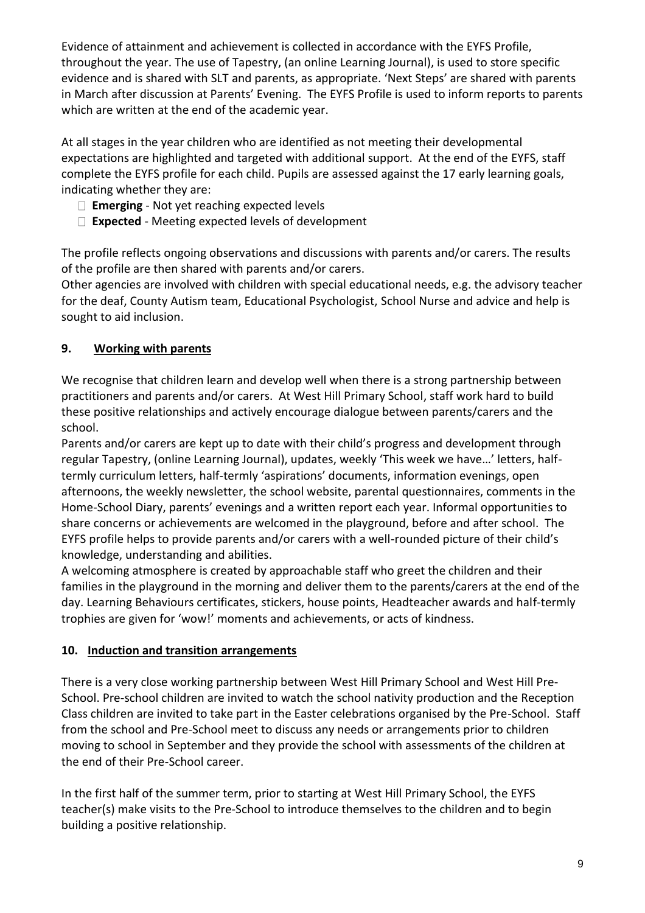Evidence of attainment and achievement is collected in accordance with the EYFS Profile, throughout the year. The use of Tapestry, (an online Learning Journal), is used to store specific evidence and is shared with SLT and parents, as appropriate. 'Next Steps' are shared with parents in March after discussion at Parents' Evening. The EYFS Profile is used to inform reports to parents which are written at the end of the academic year.

At all stages in the year children who are identified as not meeting their developmental expectations are highlighted and targeted with additional support. At the end of the EYFS, staff complete the EYFS profile for each child. Pupils are assessed against the 17 early learning goals, indicating whether they are:

- **Emerging** - Not yet reaching expected levels
- **Expected** - Meeting expected levels of development

The profile reflects ongoing observations and discussions with parents and/or carers. The results of the profile are then shared with parents and/or carers.

Other agencies are involved with children with special educational needs, e.g. the advisory teacher for the deaf, County Autism team, Educational Psychologist, School Nurse and advice and help is sought to aid inclusion.

## 9. Working with parents

We recognise that children learn and develop well when there is a strong partnership between practitioners and parents and/or carers. At West Hill Primary School, staff work hard to build these positive relationships and actively encourage dialogue between parents/carers and the school.

Parents and/or carers are kept up to date with their child's progress and development through regular Tapestry, (online Learning Journal), updates, weekly 'This week we have…' letters, half-termly curriculum letters, half-termly 'aspirations' documents, information evenings, open afternoons, the weekly newsletter, the school website, parental questionnaires, comments in the Home-School Diary, parents' evenings and a written report each year. Informal opportunities to share concerns or achievements are welcomed in the playground, before and after school. The EYFS profile helps to provide parents and/or carers with a well-rounded picture of their child's knowledge, understanding and abilities.

A welcoming atmosphere is created by approachable staff who greet the children and their families in the playground in the morning and deliver them to the parents/carers at the end of the day. Learning Behaviours certificates, stickers, house points, Headteacher awards and half-termly trophies are given for 'wow!' moments and achievements, or acts of kindness.

## 10. Induction and transition arrangements

There is a very close working partnership between West Hill Primary School and West Hill Pre-School. Pre-school children are invited to watch the school nativity production and the Reception Class children are invited to take part in the Easter celebrations organised by the Pre-School. Staff from the school and Pre-School meet to discuss any needs or arrangements prior to children moving to school in September and they provide the school with assessments of the children at the end of their Pre-School career.

In the first half of the summer term, prior to starting at West Hill Primary School, the EYFS teacher(s) make visits to the Pre-School to introduce themselves to the children and to begin building a positive relationship.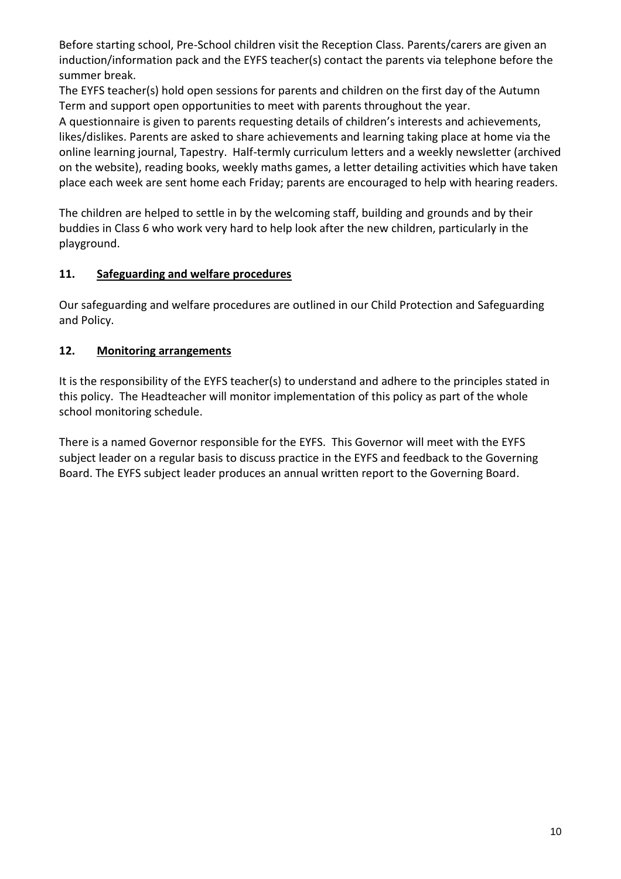Before starting school, Pre-School children visit the Reception Class. Parents/carers are given an induction/information pack and the EYFS teacher(s) contact the parents via telephone before the summer break.

The EYFS teacher(s) hold open sessions for parents and children on the first day of the Autumn Term and support open opportunities to meet with parents throughout the year.

A questionnaire is given to parents requesting details of children's interests and achievements, likes/dislikes. Parents are asked to share achievements and learning taking place at home via the online learning journal, Tapestry. Half-termly curriculum letters and a weekly newsletter (archived on the website), reading books, weekly maths games, a letter detailing activities which have taken place each week are sent home each Friday; parents are encouraged to help with hearing readers.

The children are helped to settle in by the welcoming staff, building and grounds and by their buddies in Class 6 who work very hard to help look after the new children, particularly in the playground.

## 11. Safeguarding and welfare procedures

Our safeguarding and welfare procedures are outlined in our Child Protection and Safeguarding and Policy.

## 12. Monitoring arrangements

It is the responsibility of the EYFS teacher(s) to understand and adhere to the principles stated in this policy. The Headteacher will monitor implementation of this policy as part of the whole school monitoring schedule.

There is a named Governor responsible for the EYFS. This Governor will meet with the EYFS subject leader on a regular basis to discuss practice in the EYFS and feedback to the Governing Board. The EYFS subject leader produces an annual written report to the Governing Board.